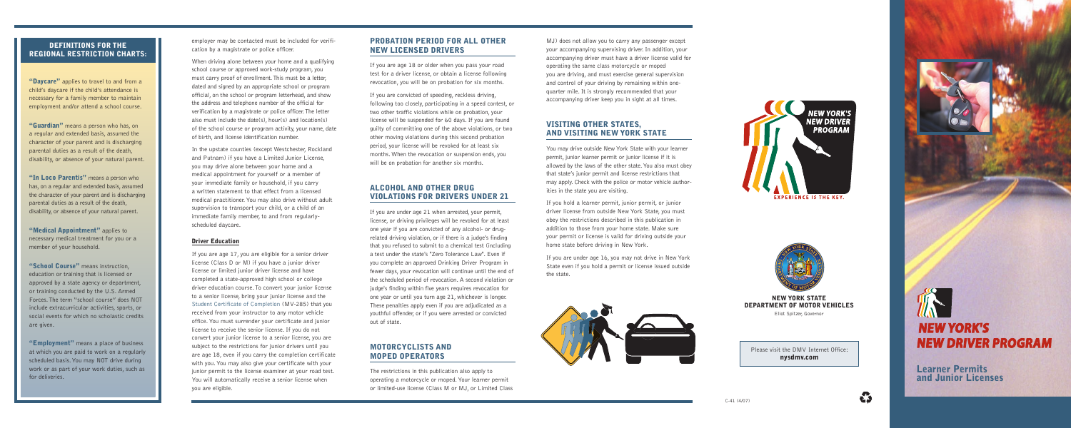## DEFINITIONS FOR THE REGIONAL RESTRICTION CHARTS:

**"Daycare"** applies to travel to and from a child's daycare if the child's attendance is necessary for a family member to maintain employment and/or attend a school course.

**"Guardian"** means a person who has, on a regular and extended basis, assumed the character of your parent and is discharging parental duties as a result of the death, disability, or absence of your natural parent.

**"In Loco Parentis"** means a person who has, on a regular and extended basis, assumed the character of your parent and is discharging parental duties as a result of the death, disability, or absence of your natural parent.

**"Medical Appointment"** applies to necessary medical treatment for you or a member of your household.

**"School Course"** means instruction, education or training that is licensed or approved by a state agency or department, or training conducted by the U.S. Armed Forces. The term "school course" does NOT include extracurricular activities, sports, or social events for which no scholastic credits are given.

**"Employment"** means a place of business at which you are paid to work on a regularly scheduled basis. You may NOT drive during work or as part of your work duties, such as for deliveries.

employer may be contacted must be included for verification by a magistrate or police officer.

When driving alone between your home and a qualifying school course or approved work-study program, you must carry proof of enrollment. This must be a letter, dated and signed by an appropriate school or program official, on the school or program letterhead, and show the address and telephone number of the official for verification by a magistrate or police officer. The letter also must include the date(s), hour(s) and location(s) of the school course or program activity, your name, date of birth, and license identification number.

In the upstate counties (except Westchester, Rockland and Putnam) if you have a Limited Junior License, you may drive alone between your home and a medical appointment for yourself or a member of your immediate family or household, if you carry a written statement to that effect from a licensed medical practitioner. You may also drive without adult supervision to transport your child, or a child of an immediate family member, to and from regularly-scheduled daycare.

### Driver Education

If you are age 17, you are eligible for a senior driver license (Class D or M) if you have a junior driver license or limited junior driver license and have completed a state-approved high school or college driver education course. To convert your junior license to a senior license, bring your junior license and the Student Certificate of Completion (MV-285) that you received from your instructor to any motor vehicle office. You must surrender your certificate and junior license to receive the senior license. If you do not convert your junior license to a senior license, you are subject to the restrictions for junior drivers until you are age 18, even if you carry the completion certificate with you. You may also give your certificate with your junior permit to the license examiner at your road test. You will automatically receive a senior license when you are eligible.

## PROBATION PERIOD FOR ALL OTHER NEW LICENSED DRIVERS

If you are age 18 or older when you pass your road test for a driver license, or obtain a license following revocation, you will be on probation for six months.

If you are convicted of speeding, reckless driving, following too closely, participating in a speed contest, or two other traffic violations while on probation, your license will be suspended for 60 days. If you are found guilty of committing one of the above violations, or two other moving violations during this second probation period, your license will be revoked for at least six months. When the revocation or suspension ends, you will be on probation for another six months.

## ALCOHOL AND OTHER DRUG VIOLATIONS FOR DRIVERS UNDER 21

If you are under age 21 when arrested, your permit, license, or driving privileges will be revoked for at least one year if you are convicted of any alcohol- or drug-related driving violation, or if there is a judge's finding that you refused to submit to a chemical test (including a test under the state's "Zero Tolerance Law". Even if you complete an approved Drinking Driver Program in fewer days, your revocation will continue until the end of the scheduled period of revocation. A second violation or judge's finding within five years requires revocation for one year or until you turn age 21, whichever is longer. These penalties apply even if you are adjudicated as a youthful offender, or if you were arrested or convicted out of state.

## MOTORCYCLISTS AND MOPED OPERATORS

The restrictions in this publication also apply to operating a motorcycle or moped. Your learner permit or limited-use license (Class M or MJ, or Limited Class MJ) does not allow you to carry any passenger except your accompanying supervising driver. In addition, your accompanying driver must have a driver license valid for operating the same class motorcycle or moped you are driving, and must exercise general supervision and control of your driving by remaining within one-quarter mile. It is strongly recommended that your accompanying driver keep you in sight at all times.

## VISITING OTHER STATES, AND VISITING NEW YORK STATE

You may drive outside New York State with your learner permit, junior learner permit or junior license if it is allowed by the laws of the other state. You also must obey that state's junior permit and license restrictions that may apply. Check with the police or motor vehicle authorities in the state you are visiting.

If you hold a learner permit, junior permit, or junior driver license from outside New York State, you must obey the restrictions described in this publication in addition to those from your home state. Make sure your permit or license is valid for driving outside your home state before driving in New York.

If you are under age 16, you may not drive in New York State even if you hold a permit or license issued outside the state.

NEW YORK'S NEW DRIVER PROGRAM

EXPERIENCE IS THE KEY.

**NEW YORK STATE DEPARTMENT OF MOTOR VEHICLES**

Eliot Spitzer, Governor

Please visit the DMV Internet Office: **nysdmv.com**

C-41 (4/07)

# NEW YORK'S NEW DRIVER PROGRAM

## Learner Permits and Junior Licenses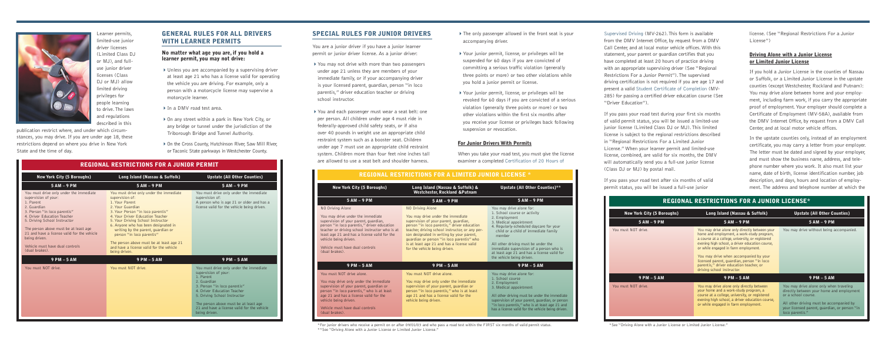Learner permits, limited-use junior driver licenses (Limited Class DJ or MJ), and full-use junior driver licenses (Class DJ or MJ) allow limited driving privileges for people learning to drive. The laws and regulations described in this publication restrict where, and under which circumstances, you may drive. If you are under age 18, these restrictions depend on where you drive in New York State and the time of day.

## GENERAL RULES FOR ALL DRIVERS WITH LEARNER PERMITS

### No matter what age you are, if you hold a learner permit, you may not drive:

- Unless you are accompanied by a supervising driver at least age 21 who has a license valid for operating the vehicle you are driving. For example, only a person with a motorcycle license may supervise a motorcycle learner.
- In a DMV road test area.
- On any street within a park in New York City, or any bridge or tunnel under the jurisdiction of the Triborough Bridge and Tunnel Authority.
- On the Cross County, Hutchinson River, Saw Mill River, or Taconic State parkways in Westchester County.

## SPECIAL RULES FOR JUNIOR DRIVERS

You are a junior driver if you have a junior learner permit or junior driver license. As a junior driver:

- You may not drive with more than two passengers under age 21 unless they are members of your immediate family, or if your accompanying driver is your licensed parent, guardian, person "in loco parentis," driver education teacher or driving school instructor.
- You and each passenger must wear a seat belt: one per person. All children under age 4 must ride in federally-approved child safety seats, or if also over 40 pounds in weight use an appropriate child restraint system such as a booster seat. Children under age 7 must use an appropriate child restraint system. Children more than four feet nine inches tall are allowed to use a seat belt and shoulder harness.
- The only passenger allowed in the front seat is your accompanying driver.
- Your junior permit, license, or privileges will be suspended for 60 days if you are convicted of committing a serious traffic violation (generally three points or more) or two other violations while you hold a junior permit or license.
- Your junior permit, license, or privileges will be revoked for 60 days if you are convicted of a serious violation (generally three points or more) or two other violations within the first six months after you receive your license or privileges back following suspension or revocation.

### For Junior Drivers With Permits

When you take your road test, you must give the license examiner a completed Certification of 20 Hours of Supervised Driving (MV-262). This form is available from the DMV Internet Office, by request from a DMV Call Center, and at local motor vehicle offices. With this statement, your parent or guardian certifies that you have completed at least 20 hours of practice driving with an appropriate supervising driver (See "Regional Restrictions For a Junior Permit"). The supervised driving certification is not required if you are age 17 and present a valid Student Certificate of Completion (MV-285) for passing a certified driver education course (See "Driver Education").

If you pass your road test during your first six months of valid permit status, you will be issued a limited-use junior license (Limited Class DJ or MJ). This limited license is subject to the regional restrictions described in "Regional Restrictions For a Limited Junior License." When your learner permit and limited-use license, combined, are valid for six months, the DMV will automatically send you a full-use junior license (Class DJ or MJ) by postal mail.

If you pass your road test after six months of valid permit status, you will be issued a full-use junior license. (See "Regional Restrictions For a Junior License")

### Driving Alone with a Junior License or Limited Junior License

If you hold a Junior License in the counties of Nassau or Suffolk, or a Limited Junior License in the upstate counties (except Westchester, Rockland and Putnam): You may drive alone between home and your employment, including farm work, if you carry the appropriate proof of employment. Your employer should complete a Certificate of Employment (MV-58A), available from the DMV Internet Office, by request from a DMV Call Center, and at local motor vehicle offices.

In the upstate counties only, instead of an employment certificate, you may carry a letter from your employer. The letter must be dated and signed by your employer, and must show the business name, address, and telephone number where you work. It also must list your name, date of birth, license identification number, job description, and days, hours and location of employment. The address and telephone number at which the

## REGIONAL RESTRICTIONS FOR A JUNIOR PERMIT

| New York City (5 Boroughs) | Long Island (Nassau & Suffolk) | Upstate (All Other Counties) |
|---|---|---|
| **5 AM – 9 PM** | **5 AM – 9 PM** | **5 AM – 9 PM** |
| You must drive only under the immediate supervision of your: 1. Parent 2. Guardian 3. Person "in loco parentis" 4. Driver Education Teacher 5. Driving School Instructor. The person above must be at least age 21 and have a license valid for the vehicle being driven. Vehicle must have dual controls (dual brakes). | You must drive only under the immediate supervision of: 1. Your Parent 2. Your Guardian 3. Your Person "in loco parentis" 4. Your Driver Education Teacher 5. Your Driving School Instructor 6. Anyone who has been designated in writing by your parent, guardian or person "in loco parentis". The person above must be at least age 21 and have a license valid for the vehicle being driven. | You must drive only under the immediate supervision of: A person who is age 21 or older and has a license valid for the vehicle being driven. |
| **9 PM – 5 AM** | **9 PM – 5 AM** | **9 PM – 5 AM** |
| You must NOT drive. | You must NOT drive. | You must drive only under the immediate supervision of your: 1. Parent 2. Guardian 3. Person "in loco parentis" 4. Driver Education Teacher 5. Driving School Instructor. The person above must be at least age 21 and have a license valid for the vehicle being driven. |

## REGIONAL RESTRICTIONS FOR A LIMITED JUNIOR LICENSE *

| New York City (5 Boroughs) | Long Island (Nassau & Suffolk) & Westchester, Rockland &Putnam | Upstate (All Other Counties)** |
|---|---|---|
| **5 AM – 9 PM** | **5 AM – 9 PM** | **5 AM – 9 PM** |
| NO Driving Alone. You may drive under the immediate supervision of your parent, guardian, person "in loco parentis," driver education teacher or driving school instructor who is at least age 21 and has a license valid for the vehicle being driven. Vehicle must have dual controls (dual brakes). | NO Driving Alone. You may drive under the immediate supervision of your parent, guardian, person "in loco parentis," driver education teacher, driving school instructor or any person so designated in writing by your parent, guardian or person "in loco parentis" who is at least age 21 and has a license valid for the vehicle being driven. | You may drive alone for: 1. School course or activity 2. Employment 3. Medical appointment 4. Regularly-scheduled daycare for your child or a child of immediate family member. All other driving must be under the immediate supervision of a person who is at least age 21 and has a license valid for the vehicle being driven. |
| **9 PM – 5 AM** | **9 PM – 5 AM** | **9 PM – 5 AM** |
| You must NOT drive alone. You may drive only under the immediate supervision of your parent, guardian or person "in loco parentis," who is at least age 21 and has a license valid for the vehicle being driven. Vehicle must have dual controls (dual brakes). | You must NOT drive alone. You may drive only under the immediate supervision of your parent, guardian or person "in loco parentis," who is at least age 21 and has a license valid for the vehicle being driven. | You may drive alone for: 1. School course 2. Employment 3. Medical appointment. All other driving must be under the immediate supervision of your parent, guardian, or person "in loco parentis," who is at least age 21 and has a license valid for the vehicle being driven. |

*For junior drivers who receive a permit on or after 09/01/03 and who pass a road test within the FIRST six months of valid permit status.
**See "Driving Alone with a Junior License or Limited Junior License."

## REGIONAL RESTRICTIONS FOR A JUNIOR LICENSE*

| New York City (5 Boroughs) | Long Island (Nassau & Suffolk) | Upstate (All Other Counties) |
|---|---|---|
| **5 AM – 9 PM** | **5 AM – 9 PM** | **5 AM – 9 PM** |
| You must NOT drive. | You may drive alone only directly between your home and employment, a work-study program, a course at a college, university, or registered evening high school, a driver education course, or while engaged in farm employment. You may drive when accompanied by your licensed parent, guardian, person "in loco parentis," driver education teacher, or driving school instructor. | You may drive without being accompanied. |
| **9 PM – 5 AM** | **9 PM – 5 AM** | **9 PM – 5 AM** |
| You must NOT drive. | You may drive alone only directly between your home and a work-study program, a course at a college, university, or registered evening high school, driver education course, or while engaged in farm employment. | You may drive alone only when traveling directly between your home and employment or a school course. All other driving must be accompanied by your licensed parent, guardian, or person "in loco parentis." |

*See "Driving Alone with a Junior License or Limited Junior License."